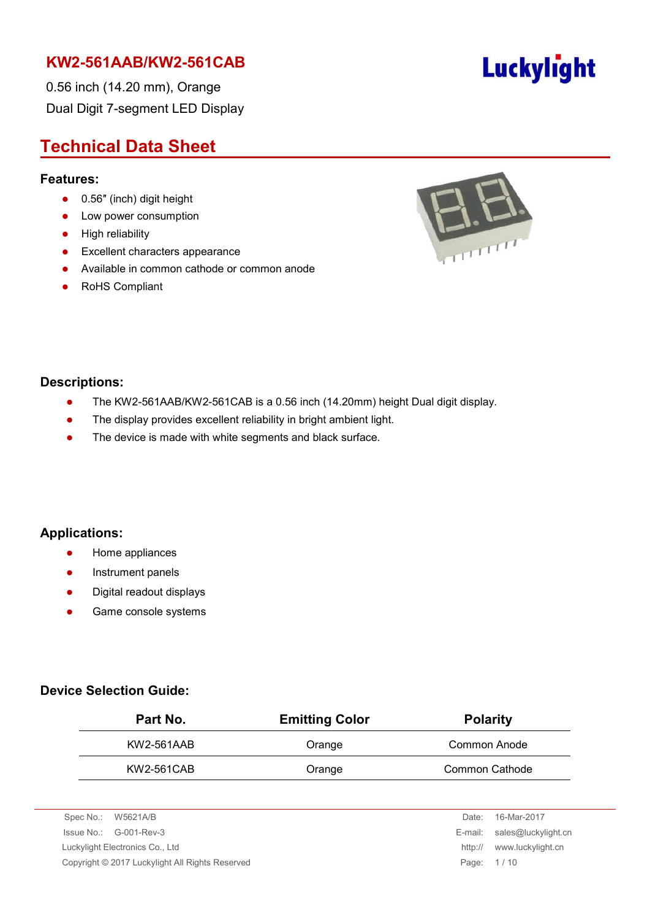# KW2-561AAB/KW2-561CAB

0.56 inch (14.20 mm), Orange
Dual Digit 7-segment LED Display

Luckylight

## Technical Data Sheet

### Features:

- 0.56″ (inch) digit height
- Low power consumption
- High reliability
- Excellent characters appearance
- Available in common cathode or common anode
- RoHS Compliant

### Descriptions:

- The KW2-561AAB/KW2-561CAB is a 0.56 inch (14.20mm) height Dual digit display.
- The display provides excellent reliability in bright ambient light.
- The device is made with white segments and black surface.

### Applications:

- Home appliances
- Instrument panels
- Digital readout displays
- Game console systems

### Device Selection Guide:

| Part No. | Emitting Color | Polarity |
| --- | --- | --- |
| KW2-561AAB | Orange | Common Anode |
| KW2-561CAB | Orange | Common Cathode |

Spec No.: W5621A/B
Issue No.: G-001-Rev-3
Luckylight Electronics Co., Ltd
Copyright © 2017 Luckylight All Rights Reserved

Date: 16-Mar-2017
E-mail: sales@luckylight.cn
http:// www.luckylight.cn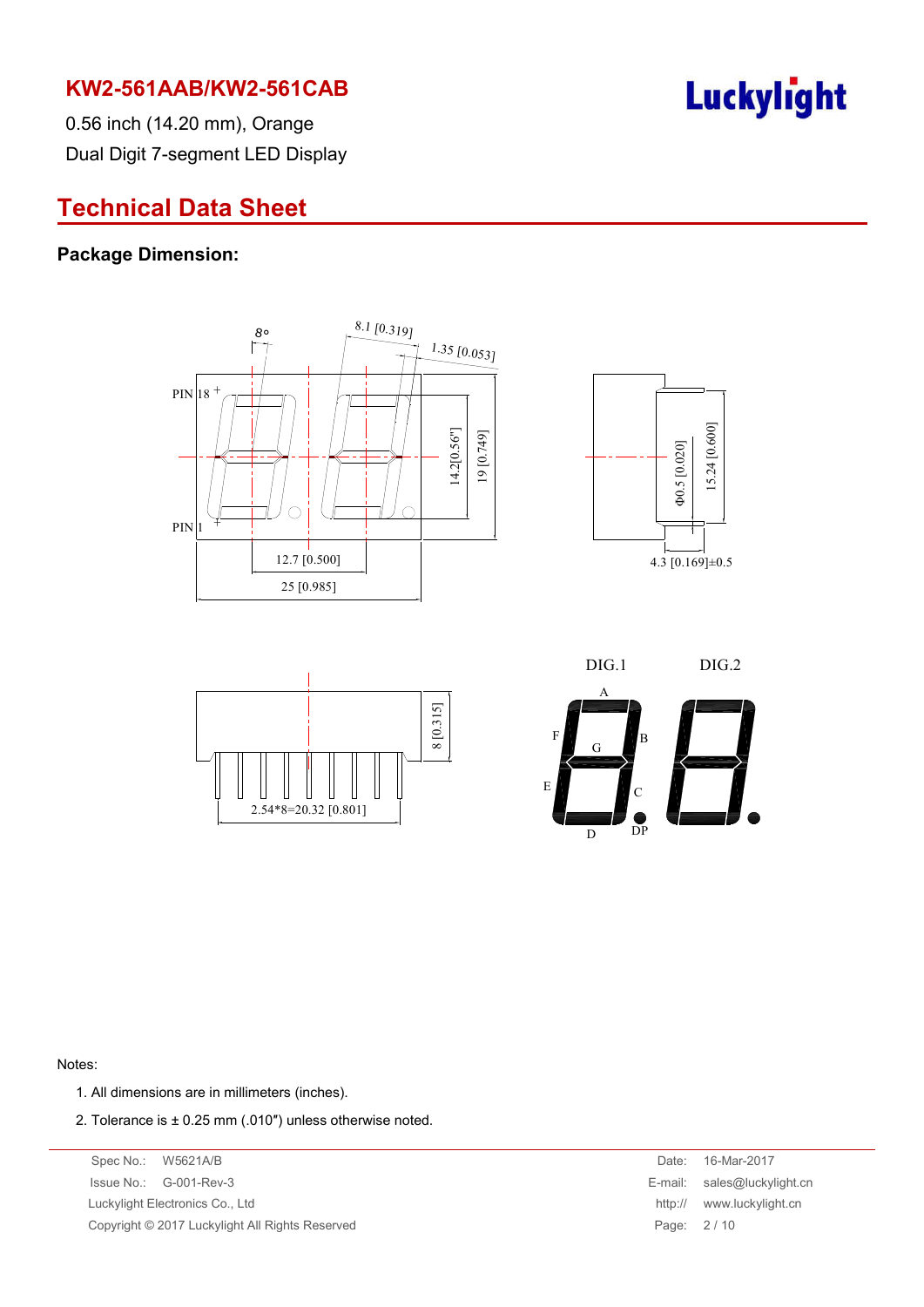KW2-561AAB/KW2-561CAB

0.56 inch (14.20 mm), Orange

Dual Digit 7-segment LED Display

## Technical Data Sheet

### Package Dimension:

Notes:

1. All dimensions are in millimeters (inches).
2. Tolerance is ± 0.25 mm (.010″) unless otherwise noted.

Spec No.: W5621A/B
Issue No.: G-001-Rev-3
Luckylight Electronics Co., Ltd
Copyright © 2017 Luckylight All Rights Reserved

Date: 16-Mar-2017
E-mail: sales@luckylight.cn
http:// www.luckylight.cn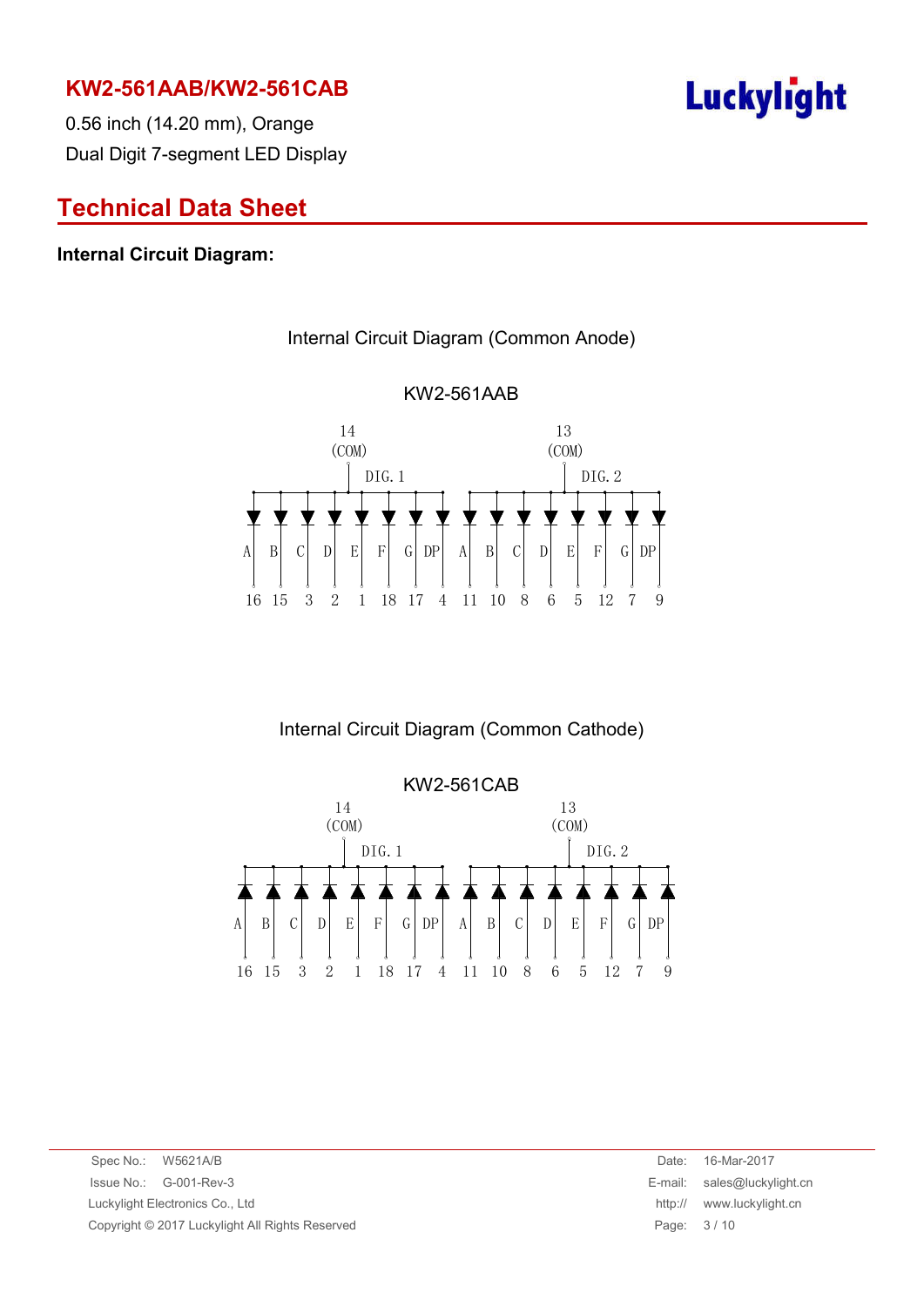## KW2-561AAB/KW2-561CAB

0.56 inch (14.20 mm), Orange

Dual Digit 7-segment LED Display

# Technical Data Sheet

**Internal Circuit Diagram:**

Internal Circuit Diagram (Common Anode)

KW2-561AAB

| | DIG. 1 | | | | | | | | DIG. 2 | | | | | | | |
|---|---|---|---|---|---|---|---|---|---|---|---|---|---|---|---|---|
| COM | 14 | | | | | | | | 13 | | | | | | | |
| Segment | A | B | C | D | E | F | G | DP | A | B | C | D | E | F | G | DP |
| Pin | 16 | 15 | 3 | 2 | 1 | 18 | 17 | 4 | 11 | 10 | 8 | 6 | 5 | 12 | 7 | 9 |

Internal Circuit Diagram (Common Cathode)

KW2-561CAB

| | DIG. 1 | | | | | | | | DIG. 2 | | | | | | | |
|---|---|---|---|---|---|---|---|---|---|---|---|---|---|---|---|---|
| COM | 14 | | | | | | | | 13 | | | | | | | |
| Segment | A | B | C | D | E | F | G | DP | A | B | C | D | E | F | G | DP |
| Pin | 16 | 15 | 3 | 2 | 1 | 18 | 17 | 4 | 11 | 10 | 8 | 6 | 5 | 12 | 7 | 9 |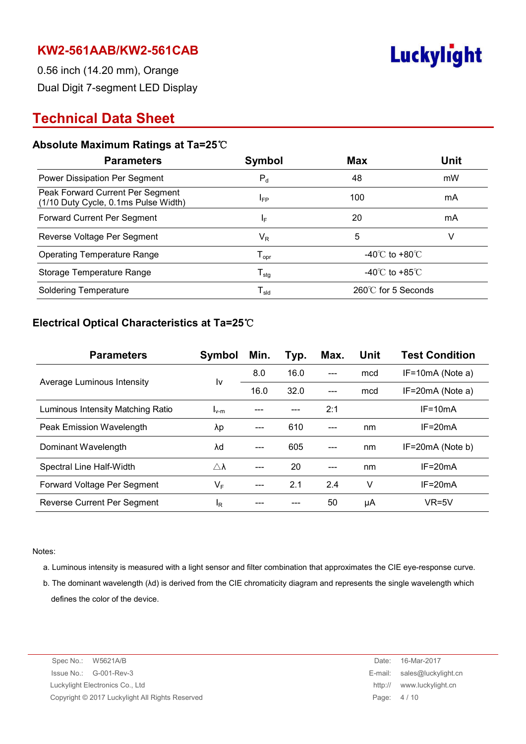# KW2-561AAB/KW2-561CAB

0.56 inch (14.20 mm), Orange

Dual Digit 7-segment LED Display

## Technical Data Sheet

### Absolute Maximum Ratings at Ta=25℃

| Parameters | Symbol | Max | Unit |
|---|---|---|---|
| Power Dissipation Per Segment | $P_d$ | 48 | mW |
| Peak Forward Current Per Segment (1/10 Duty Cycle, 0.1ms Pulse Width) | $I_{FP}$ | 100 | mA |
| Forward Current Per Segment | $I_F$ | 20 | mA |
| Reverse Voltage Per Segment | $V_R$ | 5 | V |
| Operating Temperature Range | $T_{opr}$ | -40℃ to +80℃ | |
| Storage Temperature Range | $T_{stg}$ | -40℃ to +85℃ | |
| Soldering Temperature | $T_{sld}$ | 260℃ for 5 Seconds | |

### Electrical Optical Characteristics at Ta=25℃

| Parameters | Symbol | Min. | Typ. | Max. | Unit | Test Condition |
|---|---|---|---|---|---|---|
| Average Luminous Intensity | Iv | 8.0 | 16.0 | --- | mcd | IF=10mA (Note a) |
| | | 16.0 | 32.0 | --- | mcd | IF=20mA (Note a) |
| Luminous Intensity Matching Ratio | $I_{v-m}$ | --- | --- | 2:1 | | IF=10mA |
| Peak Emission Wavelength | λp | --- | 610 | --- | nm | IF=20mA |
| Dominant Wavelength | λd | --- | 605 | --- | nm | IF=20mA (Note b) |
| Spectral Line Half-Width | △λ | --- | 20 | --- | nm | IF=20mA |
| Forward Voltage Per Segment | $V_F$ | --- | 2.1 | 2.4 | V | IF=20mA |
| Reverse Current Per Segment | $I_R$ | --- | --- | 50 | μA | VR=5V |

Notes:

a. Luminous intensity is measured with a light sensor and filter combination that approximates the CIE eye-response curve.

b. The dominant wavelength (λd) is derived from the CIE chromaticity diagram and represents the single wavelength which defines the color of the device.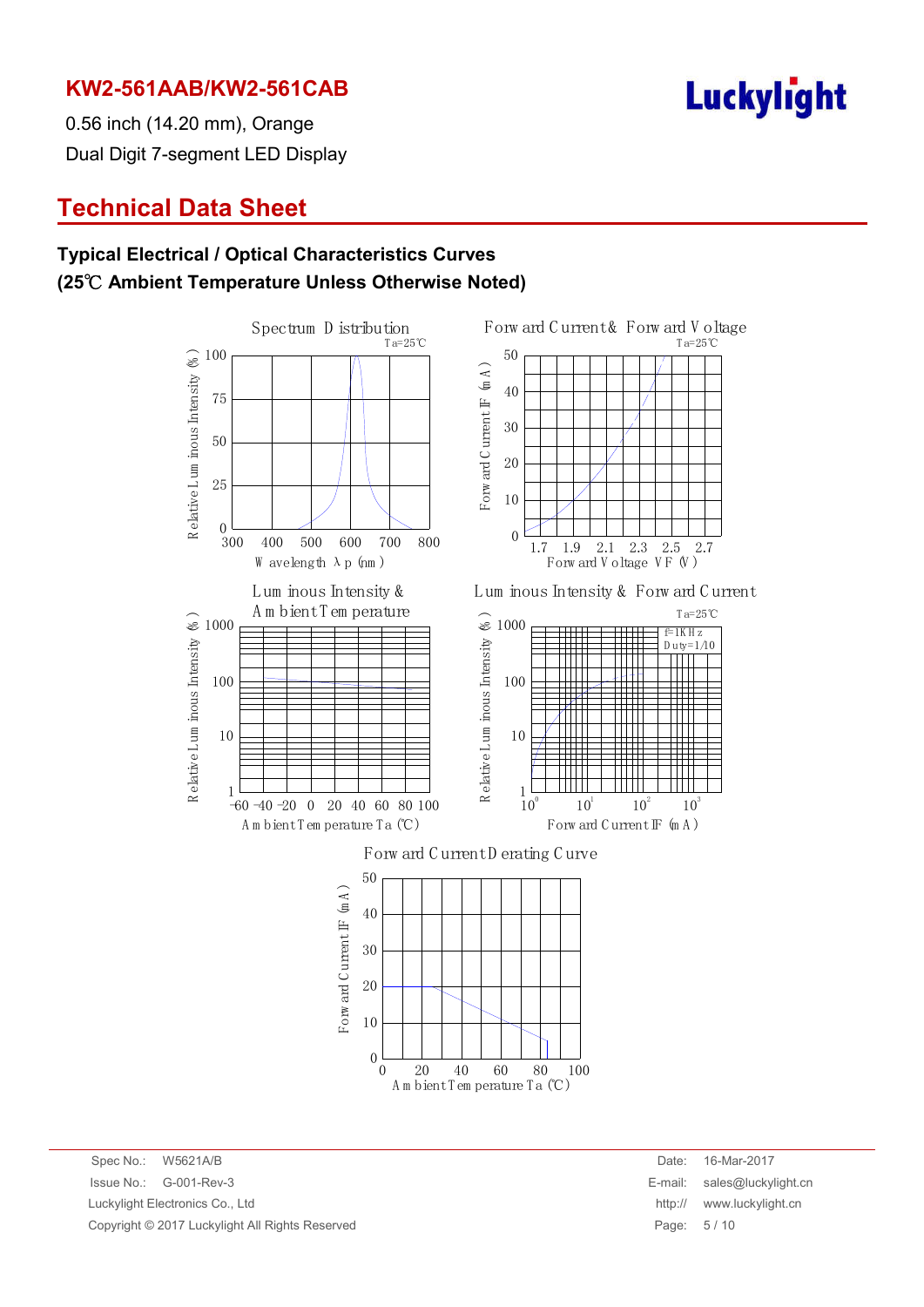# KW2-561AAB/KW2-561CAB

0.56 inch (14.20 mm), Orange

Dual Digit 7-segment LED Display

## Technical Data Sheet

### Typical Electrical / Optical Characteristics Curves
### (25℃ Ambient Temperature Unless Otherwise Noted)

Spectrum Distribution

Ta=25℃

Relative Luminous Intensity (%): 0, 25, 50, 75, 100

Wavelength λp (nm): 300, 400, 500, 600, 700, 800

Forward Current & Forward Voltage

Ta=25℃

Forward Current IF (mA): 0, 10, 20, 30, 40, 50

Forward Voltage VF (V): 1.7, 1.9, 2.1, 2.3, 2.5, 2.7

Luminous Intensity & Ambient Temperature

Relative Luminous Intensity (%): 1, 10, 100, 1000

Ambient Temperature Ta (℃): -60, -40, -20, 0, 20, 40, 60, 80, 100

Luminous Intensity & Forward Current

Ta=25℃

f=1KHz

Duty=1/10

Relative Luminous Intensity (%): 1, 10, 100, 1000

Forward Current IF (mA): $10^0$, $10^1$, $10^2$, $10^3$

Forward Current Derating Curve

Forward Current IF (mA): 0, 10, 20, 30, 40, 50

Ambient Temperature Ta (℃): 0, 20, 40, 60, 80, 100

| Spec No.: | W5621A/B | Date: | 16-Mar-2017 |
|---|---|---|---|
| Issue No.: | G-001-Rev-3 | E-mail: | sales@luckylight.cn |
| Luckylight Electronics Co., Ltd | | http:// | www.luckylight.cn |
| Copyright © 2017 Luckylight All Rights Reserved | | | |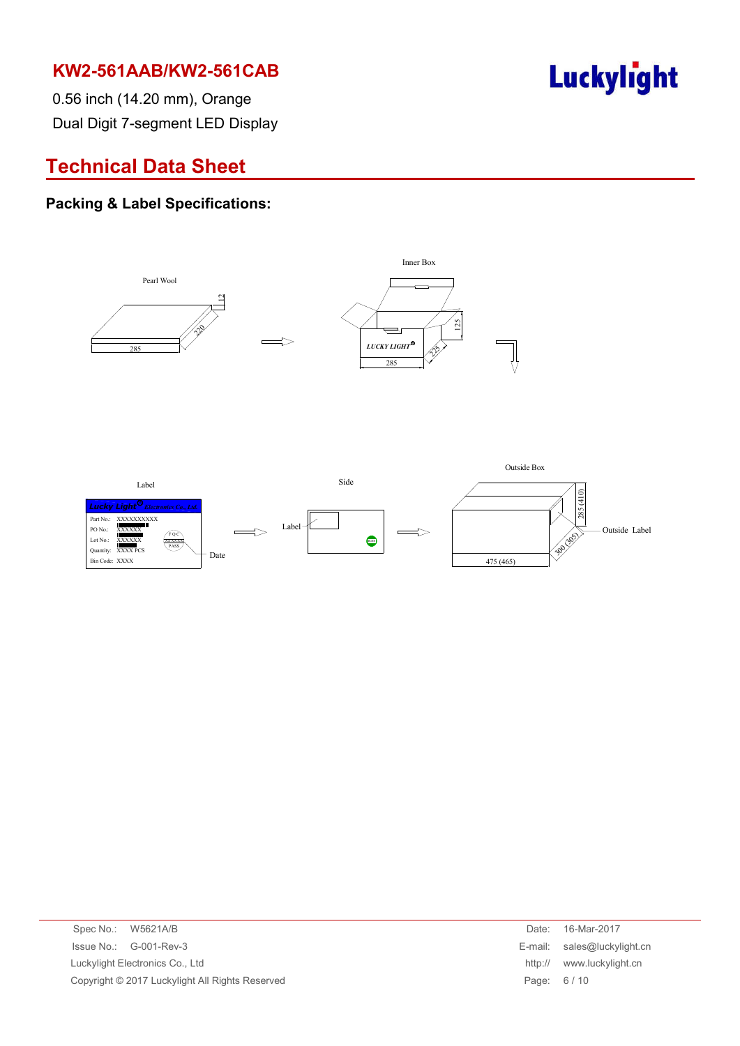# KW2-561AAB/KW2-561CAB

0.56 inch (14.20 mm), Orange

Dual Digit 7-segment LED Display

## Technical Data Sheet

### Packing & Label Specifications:

Pearl Wool

12

220

285

Inner Box

LUCKY LIGHT

125

225

285

Label

Lucky Light Electronics Co., Ltd

Part No.: XXXXXXXXXX

PO No.: XXXXXX

Lot No.: XXXXXX

Quantity: XXXX PCS

Bin Code: XXXX

FQC XXXXXX PASS

Date

Side

Label

Outside Box

285 (410)

300 (305)

475 (465)

Outside Label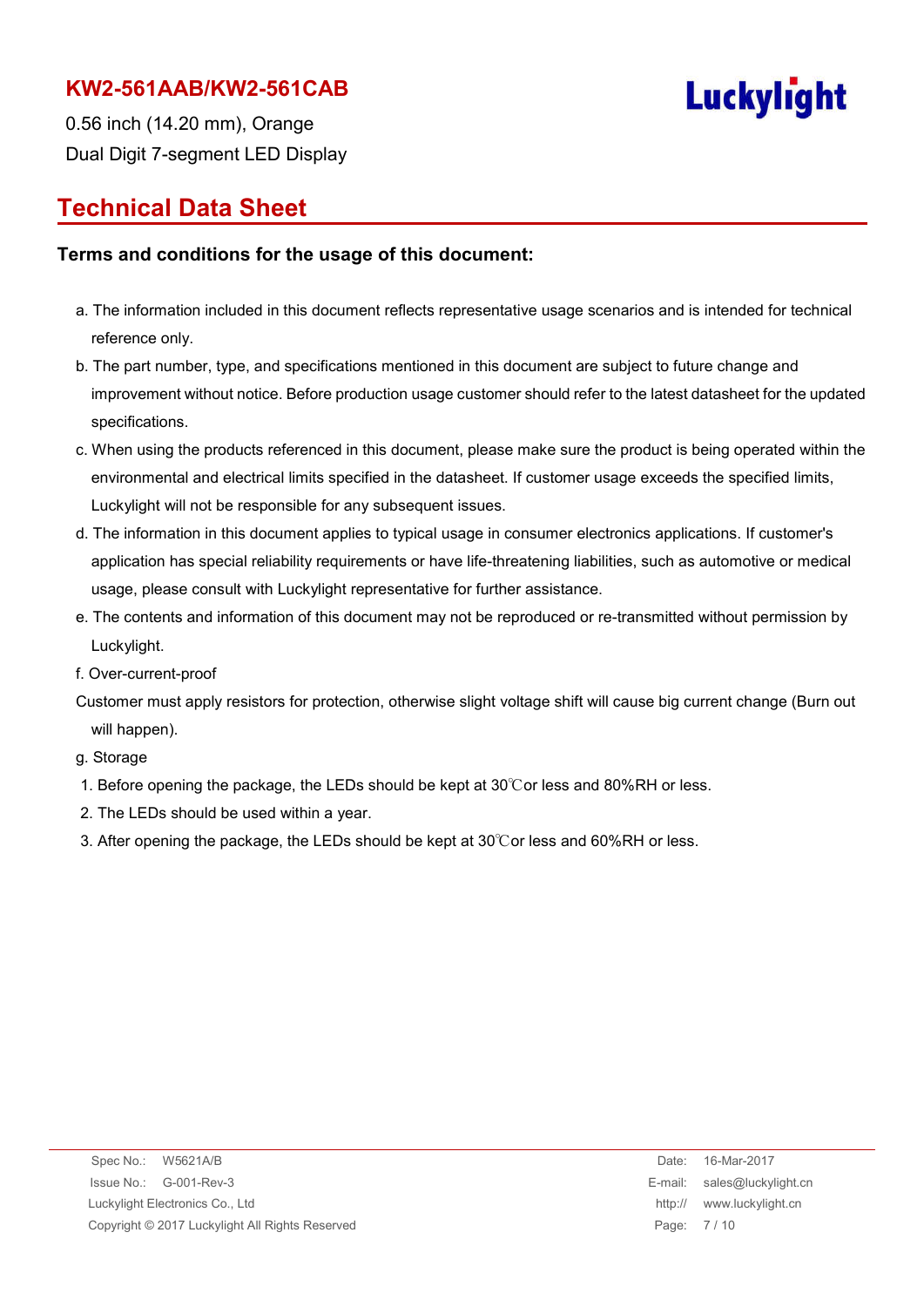# KW2-561AAB/KW2-561CAB

0.56 inch (14.20 mm), Orange

Dual Digit 7-segment LED Display

## Technical Data Sheet

### Terms and conditions for the usage of this document:

a. The information included in this document reflects representative usage scenarios and is intended for technical reference only.

b. The part number, type, and specifications mentioned in this document are subject to future change and improvement without notice. Before production usage customer should refer to the latest datasheet for the updated specifications.

c. When using the products referenced in this document, please make sure the product is being operated within the environmental and electrical limits specified in the datasheet. If customer usage exceeds the specified limits, Luckylight will not be responsible for any subsequent issues.

d. The information in this document applies to typical usage in consumer electronics applications. If customer's application has special reliability requirements or have life-threatening liabilities, such as automotive or medical usage, please consult with Luckylight representative for further assistance.

e. The contents and information of this document may not be reproduced or re-transmitted without permission by Luckylight.

f. Over-current-proof

Customer must apply resistors for protection, otherwise slight voltage shift will cause big current change (Burn out will happen).

g. Storage

1. Before opening the package, the LEDs should be kept at 30℃or less and 80%RH or less.
2. The LEDs should be used within a year.
3. After opening the package, the LEDs should be kept at 30℃or less and 60%RH or less.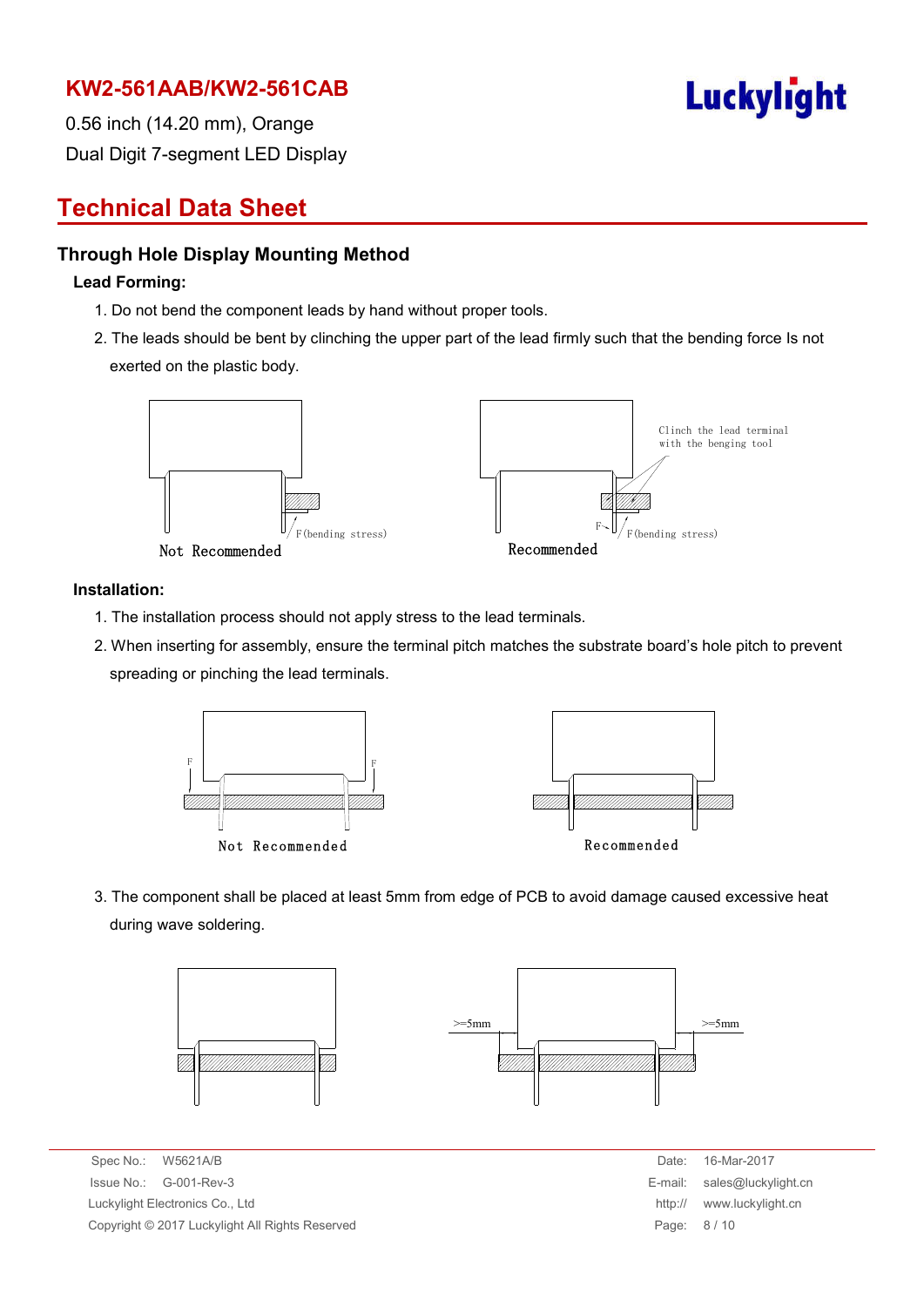# KW2-561AAB/KW2-561CAB

0.56 inch (14.20 mm), Orange
Dual Digit 7-segment LED Display

## Technical Data Sheet

### Through Hole Display Mounting Method

**Lead Forming:**

1. Do not bend the component leads by hand without proper tools.
2. The leads should be bent by clinching the upper part of the lead firmly such that the bending force Is not exerted on the plastic body.

F(bending stress)

Not Recommended

Clinch the lead terminal with the benging tool

F

F(bending stress)

Recommended

**Installation:**

1. The installation process should not apply stress to the lead terminals.
2. When inserting for assembly, ensure the terminal pitch matches the substrate board's hole pitch to prevent spreading or pinching the lead terminals.

F F

Not Recommended

Recommended

3. The component shall be placed at least 5mm from edge of PCB to avoid damage caused excessive heat during wave soldering.

>=5mm >=5mm

Spec No.: W5621A/B
Issue No.: G-001-Rev-3
Luckylight Electronics Co., Ltd
Copyright © 2017 Luckylight All Rights Reserved

Date: 16-Mar-2017
E-mail: sales@luckylight.cn
http:// www.luckylight.cn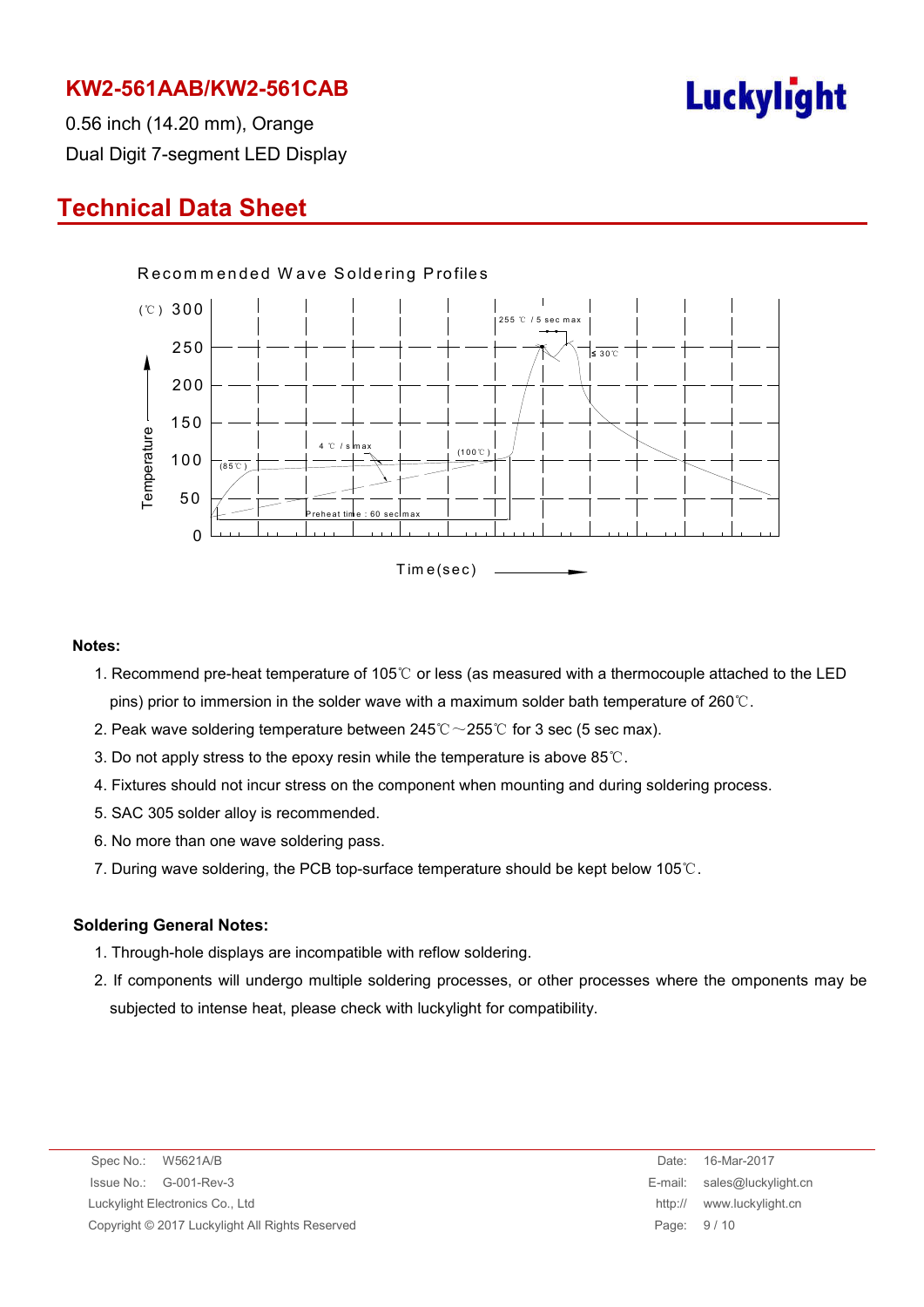# KW2-561AAB/KW2-561CAB

0.56 inch (14.20 mm), Orange

Dual Digit 7-segment LED Display

## Technical Data Sheet

Recommended Wave Soldering Profiles

(℃) 300, 250, 200, 150, 100, 50, 0

Temperature

255 ℃ / 5 sec max

≤ 30℃

4 ℃ / s max

(100℃)

(85℃)

Preheat time : 60 sec max

Time(sec)

**Notes:**

1. Recommend pre-heat temperature of 105℃ or less (as measured with a thermocouple attached to the LED pins) prior to immersion in the solder wave with a maximum solder bath temperature of 260℃.
2. Peak wave soldering temperature between 245℃～255℃ for 3 sec (5 sec max).
3. Do not apply stress to the epoxy resin while the temperature is above 85℃.
4. Fixtures should not incur stress on the component when mounting and during soldering process.
5. SAC 305 solder alloy is recommended.
6. No more than one wave soldering pass.
7. During wave soldering, the PCB top-surface temperature should be kept below 105℃.

**Soldering General Notes:**

1. Through-hole displays are incompatible with reflow soldering.
2. If components will undergo multiple soldering processes, or other processes where the omponents may be subjected to intense heat, please check with luckylight for compatibility.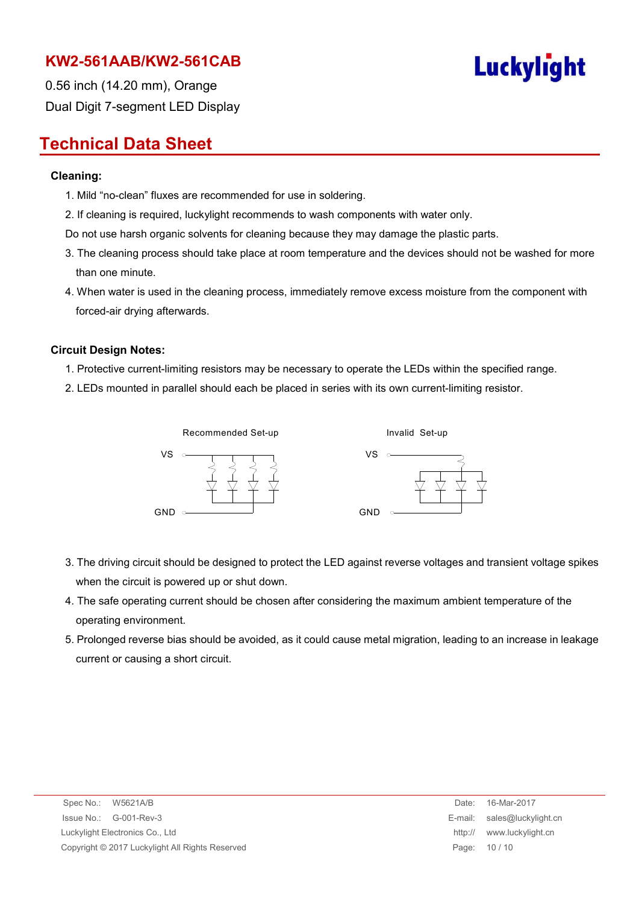# KW2-561AAB/KW2-561CAB

0.56 inch (14.20 mm), Orange

Dual Digit 7-segment LED Display

## Technical Data Sheet

### Cleaning:

1. Mild "no-clean" fluxes are recommended for use in soldering.
2. If cleaning is required, luckylight recommends to wash components with water only.

   Do not use harsh organic solvents for cleaning because they may damage the plastic parts.
3. The cleaning process should take place at room temperature and the devices should not be washed for more than one minute.
4. When water is used in the cleaning process, immediately remove excess moisture from the component with forced-air drying afterwards.

### Circuit Design Notes:

1. Protective current-limiting resistors may be necessary to operate the LEDs within the specified range.
2. LEDs mounted in parallel should each be placed in series with its own current-limiting resistor.

Recommended Set-up

VS

GND

Invalid Set-up

VS

GND

3. The driving circuit should be designed to protect the LED against reverse voltages and transient voltage spikes when the circuit is powered up or shut down.
4. The safe operating current should be chosen after considering the maximum ambient temperature of the operating environment.
5. Prolonged reverse bias should be avoided, as it could cause metal migration, leading to an increase in leakage current or causing a short circuit.